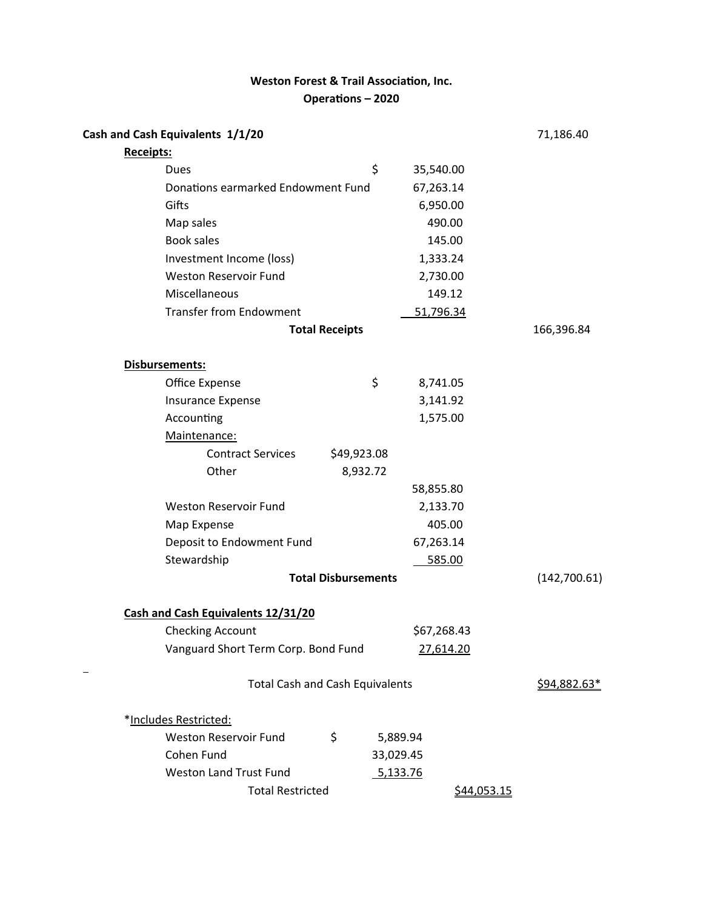**Weston Forest & Trail Association, Inc.**
**Operations – 2020**

| | | | |
|---|---|---|---|
| **Cash and Cash Equivalents 1/1/20** | | | 71,186.40 |
| **Receipts:** | | | |
| Dues | | $ 35,540.00 | |
| Donations earmarked Endowment Fund | | 67,263.14 | |
| Gifts | | 6,950.00 | |
| Map sales | | 490.00 | |
| Book sales | | 145.00 | |
| Investment Income (loss) | | 1,333.24 | |
| Weston Reservoir Fund | | 2,730.00 | |
| Miscellaneous | | 149.12 | |
| Transfer from Endowment | | 51,796.34 | |
| **Total Receipts** | | | 166,396.84 |
| **Disbursements:** | | | |
| Office Expense | | $ 8,741.05 | |
| Insurance Expense | | 3,141.92 | |
| Accounting | | 1,575.00 | |
| Maintenance: | | | |
| Contract Services | $49,923.08 | | |
| Other | 8,932.72 | | |
| | | 58,855.80 | |
| Weston Reservoir Fund | | 2,133.70 | |
| Map Expense | | 405.00 | |
| Deposit to Endowment Fund | | 67,263.14 | |
| Stewardship | | 585.00 | |
| **Total Disbursements** | | | (142,700.61) |
| **Cash and Cash Equivalents 12/31/20** | | | |
| Checking Account | | $67,268.43 | |
| Vanguard Short Term Corp. Bond Fund | | 27,614.20 | |
| Total Cash and Cash Equivalents | | | $94,882.63* |

*Includes Restricted:

| | | |
|---|---|---|
| Weston Reservoir Fund | $ 5,889.94 | |
| Cohen Fund | 33,029.45 | |
| Weston Land Trust Fund | 5,133.76 | |
| Total Restricted | | $44,053.15 |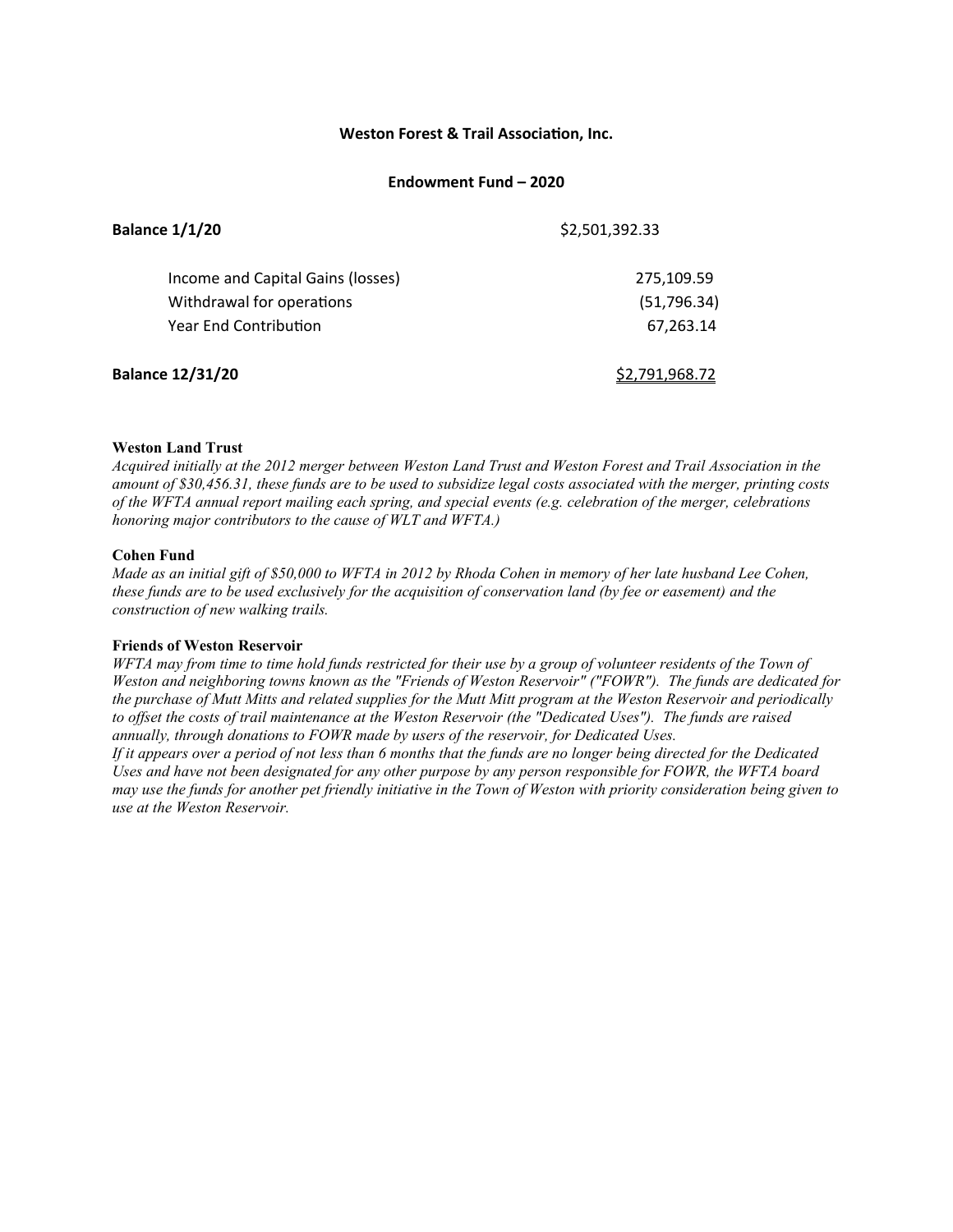# Weston Forest & Trail Association, Inc.

## Endowment Fund – 2020

| | |
|---|---|
| **Balance 1/1/20** | $2,501,392.33 |
| Income and Capital Gains (losses) | 275,109.59 |
| Withdrawal for operations | (51,796.34) |
| Year End Contribution | 67,263.14 |
| **Balance 12/31/20** | $2,791,968.72 |

**Weston Land Trust**

*Acquired initially at the 2012 merger between Weston Land Trust and Weston Forest and Trail Association in the amount of $30,456.31, these funds are to be used to subsidize legal costs associated with the merger, printing costs of the WFTA annual report mailing each spring, and special events (e.g. celebration of the merger, celebrations honoring major contributors to the cause of WLT and WFTA.)*

**Cohen Fund**

*Made as an initial gift of $50,000 to WFTA in 2012 by Rhoda Cohen in memory of her late husband Lee Cohen, these funds are to be used exclusively for the acquisition of conservation land (by fee or easement) and the construction of new walking trails.*

**Friends of Weston Reservoir**

*WFTA may from time to time hold funds restricted for their use by a group of volunteer residents of the Town of Weston and neighboring towns known as the "Friends of Weston Reservoir" ("FOWR"). The funds are dedicated for the purchase of Mutt Mitts and related supplies for the Mutt Mitt program at the Weston Reservoir and periodically to offset the costs of trail maintenance at the Weston Reservoir (the "Dedicated Uses"). The funds are raised annually, through donations to FOWR made by users of the reservoir, for Dedicated Uses.*

*If it appears over a period of not less than 6 months that the funds are no longer being directed for the Dedicated Uses and have not been designated for any other purpose by any person responsible for FOWR, the WFTA board may use the funds for another pet friendly initiative in the Town of Weston with priority consideration being given to use at the Weston Reservoir.*